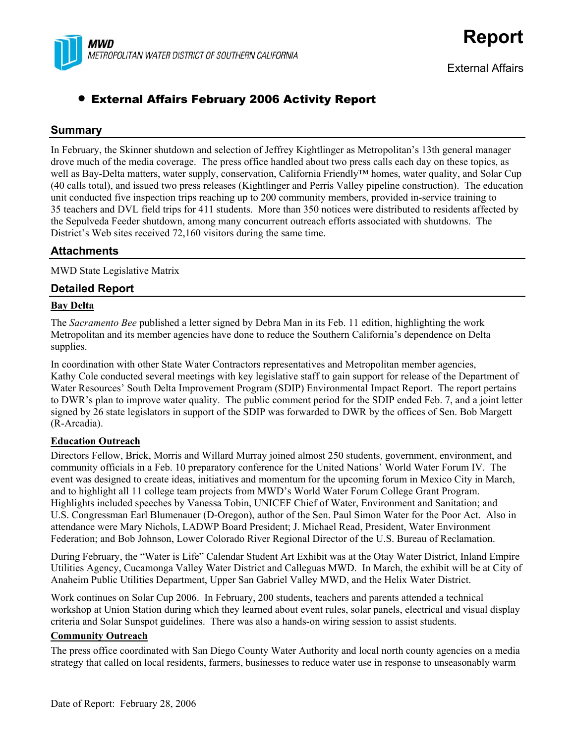MWD
METROPOLITAN WATER DISTRICT OF SOUTHERN CALIFORNIA

# Report

External Affairs

- **External Affairs February 2006 Activity Report**

## Summary

In February, the Skinner shutdown and selection of Jeffrey Kightlinger as Metropolitan's 13th general manager drove much of the media coverage. The press office handled about two press calls each day on these topics, as well as Bay-Delta matters, water supply, conservation, California Friendly™ homes, water quality, and Solar Cup (40 calls total), and issued two press releases (Kightlinger and Perris Valley pipeline construction). The education unit conducted five inspection trips reaching up to 200 community members, provided in-service training to 35 teachers and DVL field trips for 411 students. More than 350 notices were distributed to residents affected by the Sepulveda Feeder shutdown, among many concurrent outreach efforts associated with shutdowns. The District's Web sites received 72,160 visitors during the same time.

## Attachments

MWD State Legislative Matrix

## Detailed Report

### Bay Delta

The *Sacramento Bee* published a letter signed by Debra Man in its Feb. 11 edition, highlighting the work Metropolitan and its member agencies have done to reduce the Southern California's dependence on Delta supplies.

In coordination with other State Water Contractors representatives and Metropolitan member agencies, Kathy Cole conducted several meetings with key legislative staff to gain support for release of the Department of Water Resources' South Delta Improvement Program (SDIP) Environmental Impact Report. The report pertains to DWR's plan to improve water quality. The public comment period for the SDIP ended Feb. 7, and a joint letter signed by 26 state legislators in support of the SDIP was forwarded to DWR by the offices of Sen. Bob Margett (R-Arcadia).

### Education Outreach

Directors Fellow, Brick, Morris and Willard Murray joined almost 250 students, government, environment, and community officials in a Feb. 10 preparatory conference for the United Nations' World Water Forum IV. The event was designed to create ideas, initiatives and momentum for the upcoming forum in Mexico City in March, and to highlight all 11 college team projects from MWD's World Water Forum College Grant Program. Highlights included speeches by Vanessa Tobin, UNICEF Chief of Water, Environment and Sanitation; and U.S. Congressman Earl Blumenauer (D-Oregon), author of the Sen. Paul Simon Water for the Poor Act. Also in attendance were Mary Nichols, LADWP Board President; J. Michael Read, President, Water Environment Federation; and Bob Johnson, Lower Colorado River Regional Director of the U.S. Bureau of Reclamation.

During February, the "Water is Life" Calendar Student Art Exhibit was at the Otay Water District, Inland Empire Utilities Agency, Cucamonga Valley Water District and Calleguas MWD. In March, the exhibit will be at City of Anaheim Public Utilities Department, Upper San Gabriel Valley MWD, and the Helix Water District.

Work continues on Solar Cup 2006. In February, 200 students, teachers and parents attended a technical workshop at Union Station during which they learned about event rules, solar panels, electrical and visual display criteria and Solar Sunspot guidelines. There was also a hands-on wiring session to assist students.

### Community Outreach

The press office coordinated with San Diego County Water Authority and local north county agencies on a media strategy that called on local residents, farmers, businesses to reduce water use in response to unseasonably warm

Date of Report: February 28, 2006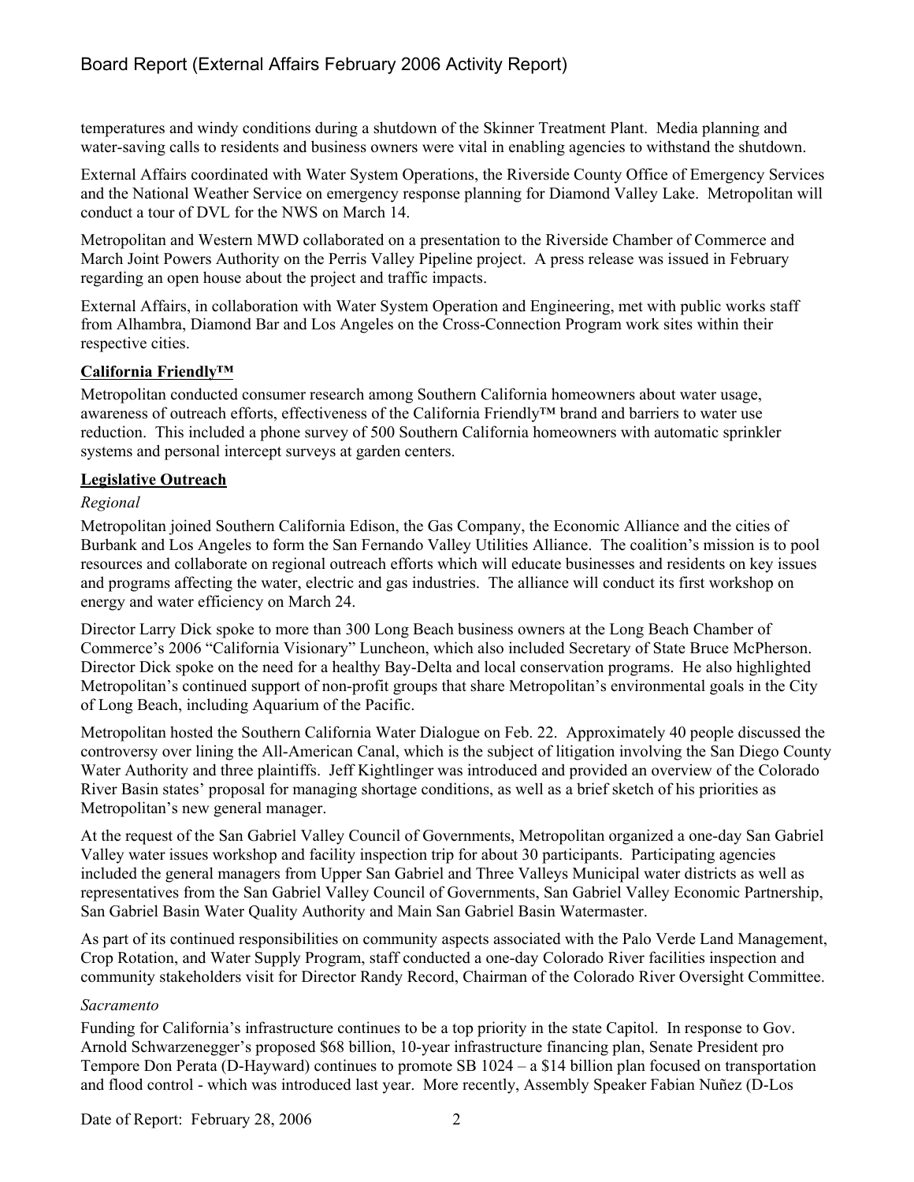temperatures and windy conditions during a shutdown of the Skinner Treatment Plant. Media planning and water-saving calls to residents and business owners were vital in enabling agencies to withstand the shutdown.

External Affairs coordinated with Water System Operations, the Riverside County Office of Emergency Services and the National Weather Service on emergency response planning for Diamond Valley Lake. Metropolitan will conduct a tour of DVL for the NWS on March 14.

Metropolitan and Western MWD collaborated on a presentation to the Riverside Chamber of Commerce and March Joint Powers Authority on the Perris Valley Pipeline project. A press release was issued in February regarding an open house about the project and traffic impacts.

External Affairs, in collaboration with Water System Operation and Engineering, met with public works staff from Alhambra, Diamond Bar and Los Angeles on the Cross-Connection Program work sites within their respective cities.

**California Friendly™**

Metropolitan conducted consumer research among Southern California homeowners about water usage, awareness of outreach efforts, effectiveness of the California Friendly™ brand and barriers to water use reduction. This included a phone survey of 500 Southern California homeowners with automatic sprinkler systems and personal intercept surveys at garden centers.

**Legislative Outreach**

*Regional*

Metropolitan joined Southern California Edison, the Gas Company, the Economic Alliance and the cities of Burbank and Los Angeles to form the San Fernando Valley Utilities Alliance. The coalition's mission is to pool resources and collaborate on regional outreach efforts which will educate businesses and residents on key issues and programs affecting the water, electric and gas industries. The alliance will conduct its first workshop on energy and water efficiency on March 24.

Director Larry Dick spoke to more than 300 Long Beach business owners at the Long Beach Chamber of Commerce's 2006 "California Visionary" Luncheon, which also included Secretary of State Bruce McPherson. Director Dick spoke on the need for a healthy Bay-Delta and local conservation programs. He also highlighted Metropolitan's continued support of non-profit groups that share Metropolitan's environmental goals in the City of Long Beach, including Aquarium of the Pacific.

Metropolitan hosted the Southern California Water Dialogue on Feb. 22. Approximately 40 people discussed the controversy over lining the All-American Canal, which is the subject of litigation involving the San Diego County Water Authority and three plaintiffs. Jeff Kightlinger was introduced and provided an overview of the Colorado River Basin states' proposal for managing shortage conditions, as well as a brief sketch of his priorities as Metropolitan's new general manager.

At the request of the San Gabriel Valley Council of Governments, Metropolitan organized a one-day San Gabriel Valley water issues workshop and facility inspection trip for about 30 participants. Participating agencies included the general managers from Upper San Gabriel and Three Valleys Municipal water districts as well as representatives from the San Gabriel Valley Council of Governments, San Gabriel Valley Economic Partnership, San Gabriel Basin Water Quality Authority and Main San Gabriel Basin Watermaster.

As part of its continued responsibilities on community aspects associated with the Palo Verde Land Management, Crop Rotation, and Water Supply Program, staff conducted a one-day Colorado River facilities inspection and community stakeholders visit for Director Randy Record, Chairman of the Colorado River Oversight Committee.

*Sacramento*

Funding for California's infrastructure continues to be a top priority in the state Capitol. In response to Gov. Arnold Schwarzenegger's proposed \$68 billion, 10-year infrastructure financing plan, Senate President pro Tempore Don Perata (D-Hayward) continues to promote SB 1024 – a \$14 billion plan focused on transportation and flood control - which was introduced last year. More recently, Assembly Speaker Fabian Nuñez (D-Los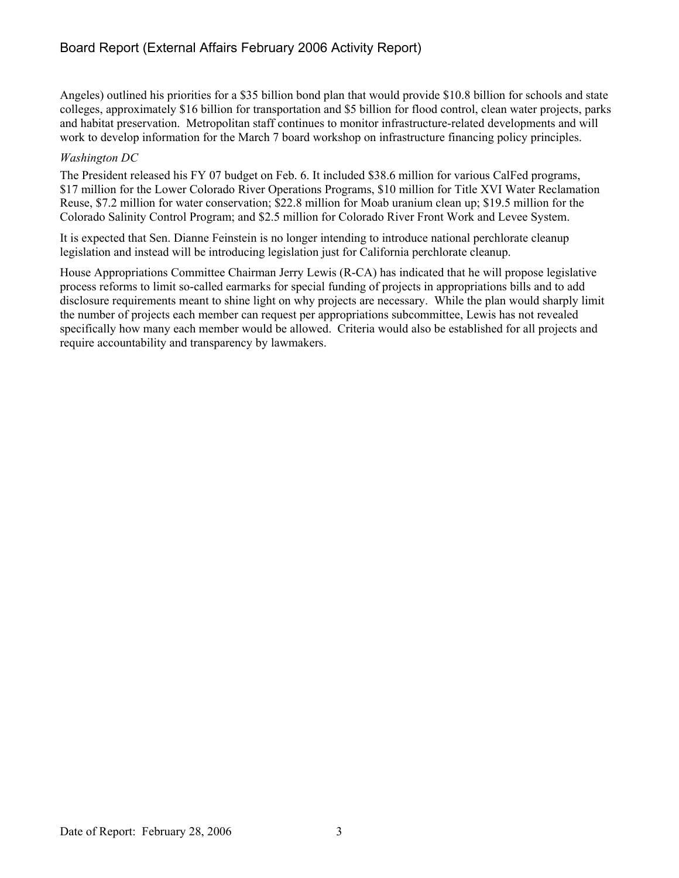Angeles) outlined his priorities for a $35 billion bond plan that would provide $10.8 billion for schools and state colleges, approximately $16 billion for transportation and $5 billion for flood control, clean water projects, parks and habitat preservation. Metropolitan staff continues to monitor infrastructure-related developments and will work to develop information for the March 7 board workshop on infrastructure financing policy principles.

*Washington DC*

The President released his FY 07 budget on Feb. 6. It included $38.6 million for various CalFed programs, $17 million for the Lower Colorado River Operations Programs, $10 million for Title XVI Water Reclamation Reuse, $7.2 million for water conservation; $22.8 million for Moab uranium clean up; $19.5 million for the Colorado Salinity Control Program; and $2.5 million for Colorado River Front Work and Levee System.

It is expected that Sen. Dianne Feinstein is no longer intending to introduce national perchlorate cleanup legislation and instead will be introducing legislation just for California perchlorate cleanup.

House Appropriations Committee Chairman Jerry Lewis (R-CA) has indicated that he will propose legislative process reforms to limit so-called earmarks for special funding of projects in appropriations bills and to add disclosure requirements meant to shine light on why projects are necessary. While the plan would sharply limit the number of projects each member can request per appropriations subcommittee, Lewis has not revealed specifically how many each member would be allowed. Criteria would also be established for all projects and require accountability and transparency by lawmakers.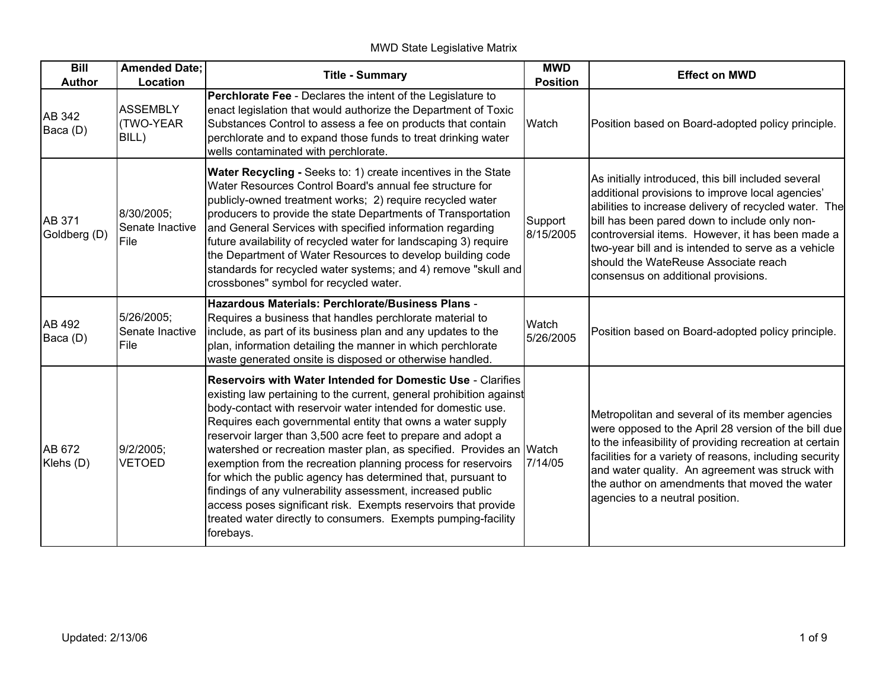MWD State Legislative Matrix

| Bill Author | Amended Date; Location | Title - Summary | MWD Position | Effect on MWD |
|---|---|---|---|---|
| AB 342 Baca (D) | ASSEMBLY (TWO-YEAR BILL) | **Perchlorate Fee** - Declares the intent of the Legislature to enact legislation that would authorize the Department of Toxic Substances Control to assess a fee on products that contain perchlorate and to expand those funds to treat drinking water wells contaminated with perchlorate. | Watch | Position based on Board-adopted policy principle. |
| AB 371 Goldberg (D) | 8/30/2005; Senate Inactive File | **Water Recycling -** Seeks to: 1) create incentives in the State Water Resources Control Board's annual fee structure for publicly-owned treatment works; 2) require recycled water producers to provide the state Departments of Transportation and General Services with specified information regarding future availability of recycled water for landscaping 3) require the Department of Water Resources to develop building code standards for recycled water systems; and 4) remove "skull and crossbones" symbol for recycled water. | Support 8/15/2005 | As initially introduced, this bill included several additional provisions to improve local agencies' abilities to increase delivery of recycled water. The bill has been pared down to include only non-controversial items. However, it has been made a two-year bill and is intended to serve as a vehicle should the WateReuse Associate reach consensus on additional provisions. |
| AB 492 Baca (D) | 5/26/2005; Senate Inactive File | **Hazardous Materials: Perchlorate/Business Plans** - Requires a business that handles perchlorate material to include, as part of its business plan and any updates to the plan, information detailing the manner in which perchlorate waste generated onsite is disposed or otherwise handled. | Watch 5/26/2005 | Position based on Board-adopted policy principle. |
| AB 672 Klehs (D) | 9/2/2005; VETOED | **Reservoirs with Water Intended for Domestic Use** - Clarifies existing law pertaining to the current, general prohibition against body-contact with reservoir water intended for domestic use. Requires each governmental entity that owns a water supply reservoir larger than 3,500 acre feet to prepare and adopt a watershed or recreation master plan, as specified. Provides an exemption from the recreation planning process for reservoirs for which the public agency has determined that, pursuant to findings of any vulnerability assessment, increased public access poses significant risk. Exempts reservoirs that provide treated water directly to consumers. Exempts pumping-facility forebays. | Watch 7/14/05 | Metropolitan and several of its member agencies were opposed to the April 28 version of the bill due to the infeasibility of providing recreation at certain facilities for a variety of reasons, including security and water quality. An agreement was struck with the author on amendments that moved the water agencies to a neutral position. |

Updated: 2/13/06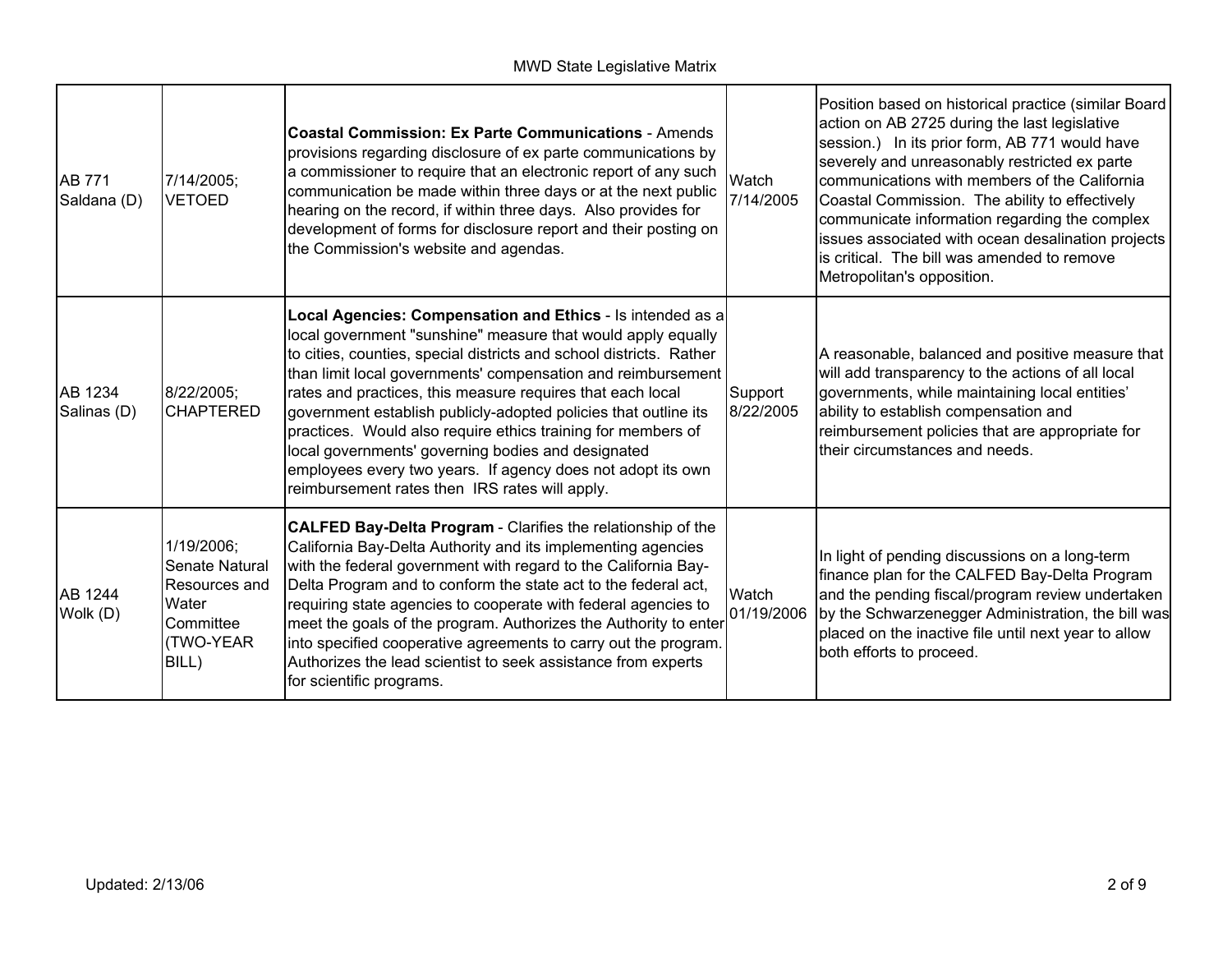| | | | | |
|---|---|---|---|---|
| AB 771 Saldana (D) | 7/14/2005; VETOED | **Coastal Commission: Ex Parte Communications** - Amends provisions regarding disclosure of ex parte communications by a commissioner to require that an electronic report of any such communication be made within three days or at the next public hearing on the record, if within three days. Also provides for development of forms for disclosure report and their posting on the Commission's website and agendas. | Watch 7/14/2005 | Position based on historical practice (similar Board action on AB 2725 during the last legislative session.) In its prior form, AB 771 would have severely and unreasonably restricted ex parte communications with members of the California Coastal Commission. The ability to effectively communicate information regarding the complex issues associated with ocean desalination projects is critical. The bill was amended to remove Metropolitan's opposition. |
| AB 1234 Salinas (D) | 8/22/2005; CHAPTERED | **Local Agencies: Compensation and Ethics** - Is intended as a local government "sunshine" measure that would apply equally to cities, counties, special districts and school districts. Rather than limit local governments' compensation and reimbursement rates and practices, this measure requires that each local government establish publicly-adopted policies that outline its practices. Would also require ethics training for members of local governments' governing bodies and designated employees every two years. If agency does not adopt its own reimbursement rates then IRS rates will apply. | Support 8/22/2005 | A reasonable, balanced and positive measure that will add transparency to the actions of all local governments, while maintaining local entities' ability to establish compensation and reimbursement policies that are appropriate for their circumstances and needs. |
| AB 1244 Wolk (D) | 1/19/2006; Senate Natural Resources and Water Committee (TWO-YEAR BILL) | **CALFED Bay-Delta Program** - Clarifies the relationship of the California Bay-Delta Authority and its implementing agencies with the federal government with regard to the California Bay-Delta Program and to conform the state act to the federal act, requiring state agencies to cooperate with federal agencies to meet the goals of the program. Authorizes the Authority to enter into specified cooperative agreements to carry out the program. Authorizes the lead scientist to seek assistance from experts for scientific programs. | Watch 01/19/2006 | In light of pending discussions on a long-term finance plan for the CALFED Bay-Delta Program and the pending fiscal/program review undertaken by the Schwarzenegger Administration, the bill was placed on the inactive file until next year to allow both efforts to proceed. |

Updated: 2/13/06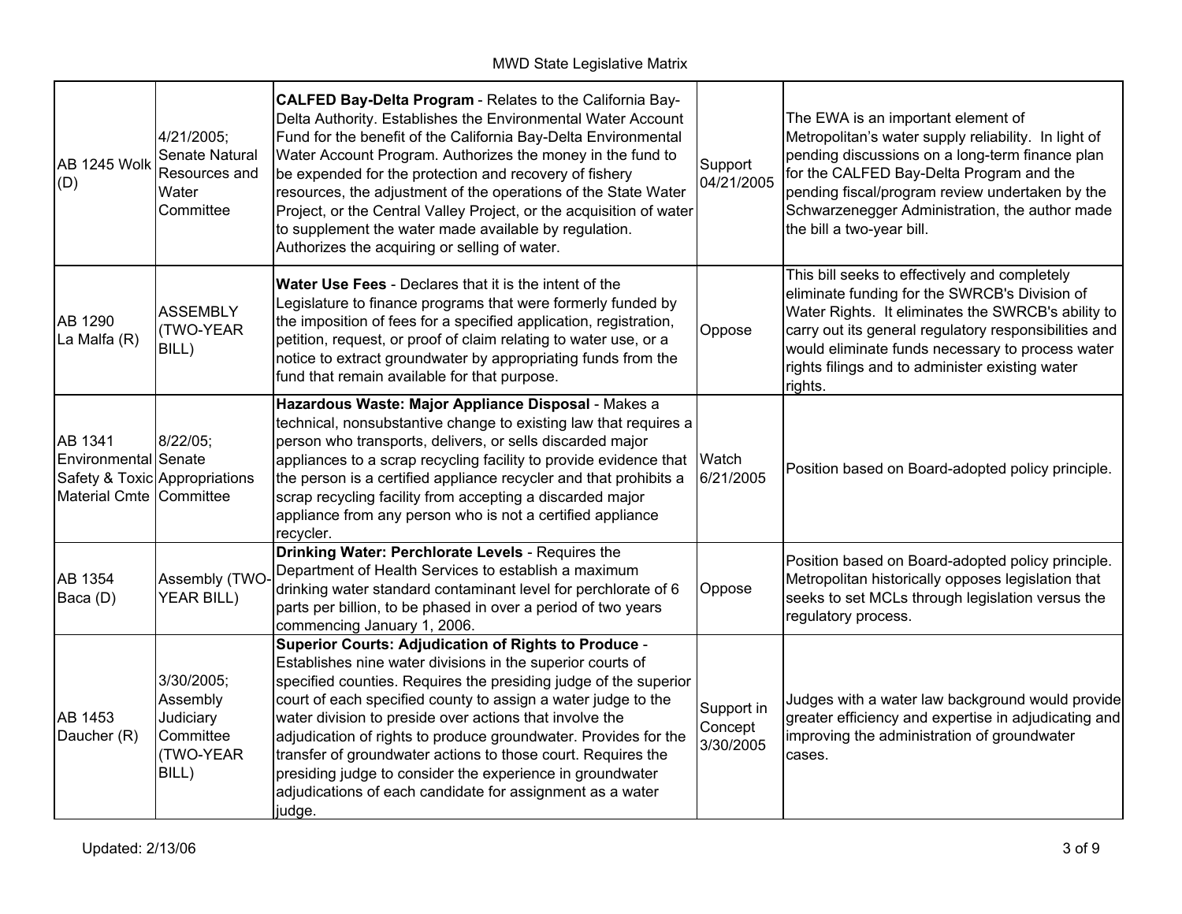| | | | | |
|---|---|---|---|---|
| AB 1245 Wolk (D) | 4/21/2005; Senate Natural Resources and Water Committee | **CALFED Bay-Delta Program** - Relates to the California Bay-Delta Authority. Establishes the Environmental Water Account Fund for the benefit of the California Bay-Delta Environmental Water Account Program. Authorizes the money in the fund to be expended for the protection and recovery of fishery resources, the adjustment of the operations of the State Water Project, or the Central Valley Project, or the acquisition of water to supplement the water made available by regulation. Authorizes the acquiring or selling of water. | Support 04/21/2005 | The EWA is an important element of Metropolitan's water supply reliability. In light of pending discussions on a long-term finance plan for the CALFED Bay-Delta Program and the pending fiscal/program review undertaken by the Schwarzenegger Administration, the author made the bill a two-year bill. |
| AB 1290 La Malfa (R) | ASSEMBLY (TWO-YEAR BILL) | **Water Use Fees** - Declares that it is the intent of the Legislature to finance programs that were formerly funded by the imposition of fees for a specified application, registration, petition, request, or proof of claim relating to water use, or a notice to extract groundwater by appropriating funds from the fund that remain available for that purpose. | Oppose | This bill seeks to effectively and completely eliminate funding for the SWRCB's Division of Water Rights. It eliminates the SWRCB's ability to carry out its general regulatory responsibilities and would eliminate funds necessary to process water rights filings and to administer existing water rights. |
| AB 1341 Environmental Safety & Toxic Material Cmte | 8/22/05; Senate Appropriations Committee | **Hazardous Waste: Major Appliance Disposal** - Makes a technical, nonsubstantive change to existing law that requires a person who transports, delivers, or sells discarded major appliances to a scrap recycling facility to provide evidence that the person is a certified appliance recycler and that prohibits a scrap recycling facility from accepting a discarded major appliance from any person who is not a certified appliance recycler. | Watch 6/21/2005 | Position based on Board-adopted policy principle. |
| AB 1354 Baca (D) | Assembly (TWO-YEAR BILL) | **Drinking Water: Perchlorate Levels** - Requires the Department of Health Services to establish a maximum drinking water standard contaminant level for perchlorate of 6 parts per billion, to be phased in over a period of two years commencing January 1, 2006. | Oppose | Position based on Board-adopted policy principle. Metropolitan historically opposes legislation that seeks to set MCLs through legislation versus the regulatory process. |
| AB 1453 Daucher (R) | 3/30/2005; Assembly Judiciary Committee (TWO-YEAR BILL) | **Superior Courts: Adjudication of Rights to Produce** - Establishes nine water divisions in the superior courts of specified counties. Requires the presiding judge of the superior court of each specified county to assign a water judge to the water division to preside over actions that involve the adjudication of rights to produce groundwater. Provides for the transfer of groundwater actions to those court. Requires the presiding judge to consider the experience in groundwater adjudications of each candidate for assignment as a water judge. | Support in Concept 3/30/2005 | Judges with a water law background would provide greater efficiency and expertise in adjudicating and improving the administration of groundwater cases. |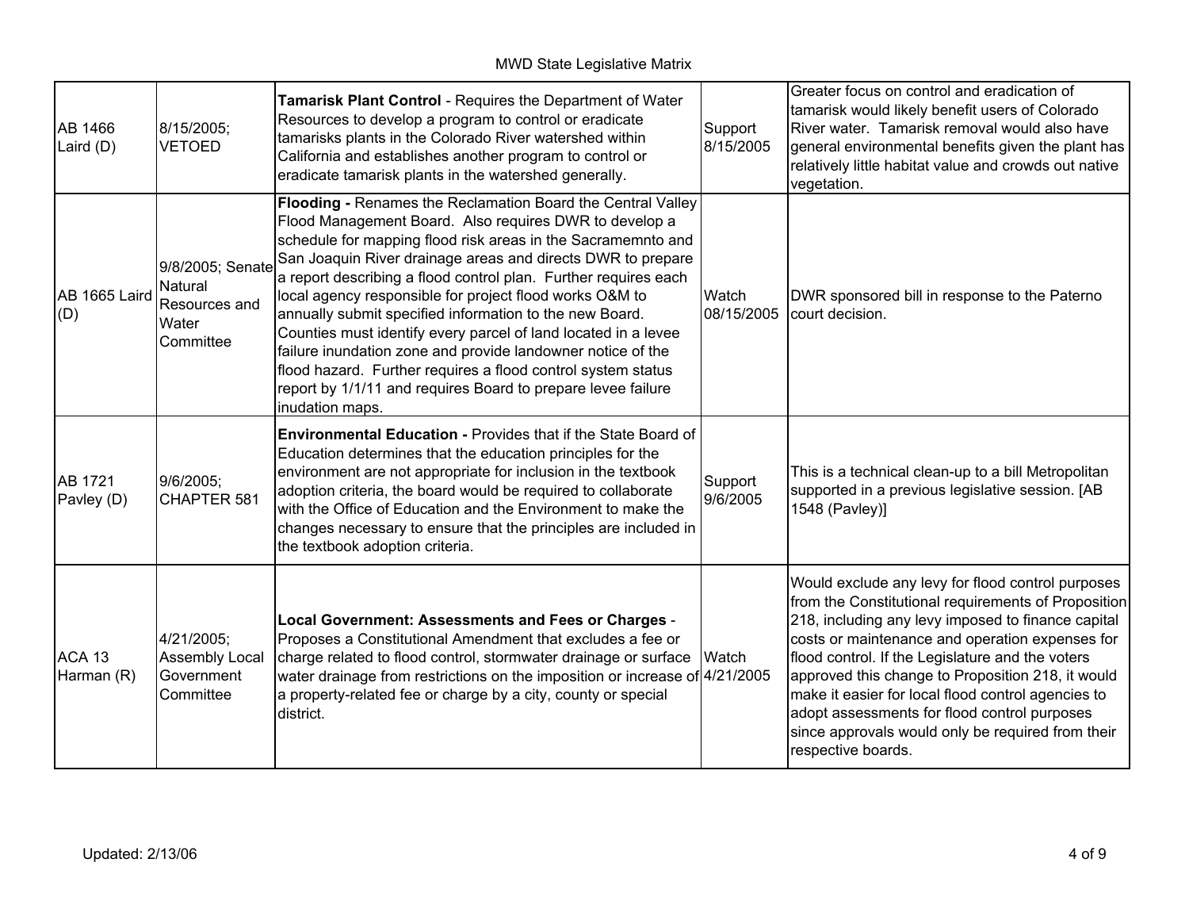| | | | | |
|---|---|---|---|---|
| AB 1466 Laird (D) | 8/15/2005; VETOED | **Tamarisk Plant Control** - Requires the Department of Water Resources to develop a program to control or eradicate tamarisks plants in the Colorado River watershed within California and establishes another program to control or eradicate tamarisk plants in the watershed generally. | Support 8/15/2005 | Greater focus on control and eradication of tamarisk would likely benefit users of Colorado River water. Tamarisk removal would also have general environmental benefits given the plant has relatively little habitat value and crowds out native vegetation. |
| AB 1665 Laird (D) | 9/8/2005; Senate Natural Resources and Water Committee | **Flooding -** Renames the Reclamation Board the Central Valley Flood Management Board. Also requires DWR to develop a schedule for mapping flood risk areas in the Sacramemnto and San Joaquin River drainage areas and directs DWR to prepare a report describing a flood control plan. Further requires each local agency responsible for project flood works O&M to annually submit specified information to the new Board. Counties must identify every parcel of land located in a levee failure inundation zone and provide landowner notice of the flood hazard. Further requires a flood control system status report by 1/1/11 and requires Board to prepare levee failure inudation maps. | Watch 08/15/2005 | DWR sponsored bill in response to the Paterno court decision. |
| AB 1721 Pavley (D) | 9/6/2005; CHAPTER 581 | **Environmental Education -** Provides that if the State Board of Education determines that the education principles for the environment are not appropriate for inclusion in the textbook adoption criteria, the board would be required to collaborate with the Office of Education and the Environment to make the changes necessary to ensure that the principles are included in the textbook adoption criteria. | Support 9/6/2005 | This is a technical clean-up to a bill Metropolitan supported in a previous legislative session. [AB 1548 (Pavley)] |
| ACA 13 Harman (R) | 4/21/2005; Assembly Local Government Committee | **Local Government: Assessments and Fees or Charges** - Proposes a Constitutional Amendment that excludes a fee or charge related to flood control, stormwater drainage or surface water drainage from restrictions on the imposition or increase of a property-related fee or charge by a city, county or special district. | Watch 4/21/2005 | Would exclude any levy for flood control purposes from the Constitutional requirements of Proposition 218, including any levy imposed to finance capital costs or maintenance and operation expenses for flood control. If the Legislature and the voters approved this change to Proposition 218, it would make it easier for local flood control agencies to adopt assessments for flood control purposes since approvals would only be required from their respective boards. |

Updated: 2/13/06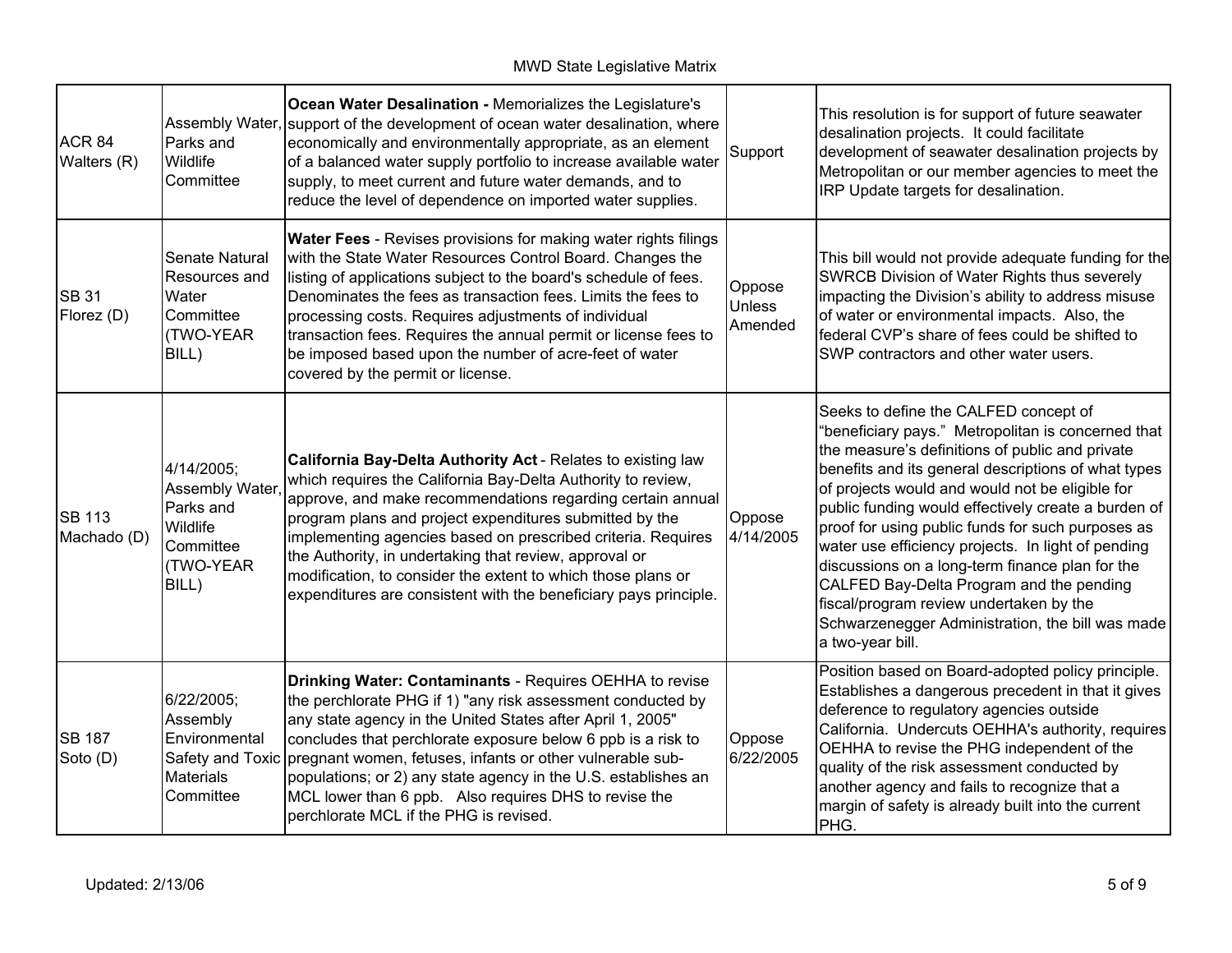| | | | | |
|---|---|---|---|---|
| ACR 84 Walters (R) | Assembly Water, Parks and Wildlife Committee | **Ocean Water Desalination -** Memorializes the Legislature's support of the development of ocean water desalination, where economically and environmentally appropriate, as an element of a balanced water supply portfolio to increase available water supply, to meet current and future water demands, and to reduce the level of dependence on imported water supplies. | Support | This resolution is for support of future seawater desalination projects. It could facilitate development of seawater desalination projects by Metropolitan or our member agencies to meet the IRP Update targets for desalination. |
| SB 31 Florez (D) | Senate Natural Resources and Water Committee (TWO-YEAR BILL) | **Water Fees** - Revises provisions for making water rights filings with the State Water Resources Control Board. Changes the listing of applications subject to the board's schedule of fees. Denominates the fees as transaction fees. Limits the fees to processing costs. Requires adjustments of individual transaction fees. Requires the annual permit or license fees to be imposed based upon the number of acre-feet of water covered by the permit or license. | Oppose Unless Amended | This bill would not provide adequate funding for the SWRCB Division of Water Rights thus severely impacting the Division's ability to address misuse of water or environmental impacts. Also, the federal CVP's share of fees could be shifted to SWP contractors and other water users. |
| SB 113 Machado (D) | 4/14/2005; Assembly Water, Parks and Wildlife Committee (TWO-YEAR BILL) | **California Bay-Delta Authority Act** - Relates to existing law which requires the California Bay-Delta Authority to review, approve, and make recommendations regarding certain annual program plans and project expenditures submitted by the implementing agencies based on prescribed criteria. Requires the Authority, in undertaking that review, approval or modification, to consider the extent to which those plans or expenditures are consistent with the beneficiary pays principle. | Oppose 4/14/2005 | Seeks to define the CALFED concept of "beneficiary pays." Metropolitan is concerned that the measure's definitions of public and private benefits and its general descriptions of what types of projects would and would not be eligible for public funding would effectively create a burden of proof for using public funds for such purposes as water use efficiency projects. In light of pending discussions on a long-term finance plan for the CALFED Bay-Delta Program and the pending fiscal/program review undertaken by the Schwarzenegger Administration, the bill was made a two-year bill. |
| SB 187 Soto (D) | 6/22/2005; Assembly Environmental Safety and Toxic Materials Committee | **Drinking Water: Contaminants** - Requires OEHHA to revise the perchlorate PHG if 1) "any risk assessment conducted by any state agency in the United States after April 1, 2005" concludes that perchlorate exposure below 6 ppb is a risk to pregnant women, fetuses, infants or other vulnerable sub-populations; or 2) any state agency in the U.S. establishes an MCL lower than 6 ppb. Also requires DHS to revise the perchlorate MCL if the PHG is revised. | Oppose 6/22/2005 | Position based on Board-adopted policy principle. Establishes a dangerous precedent in that it gives deference to regulatory agencies outside California. Undercuts OEHHA's authority, requires OEHHA to revise the PHG independent of the quality of the risk assessment conducted by another agency and fails to recognize that a margin of safety is already built into the current PHG. |

Updated: 2/13/06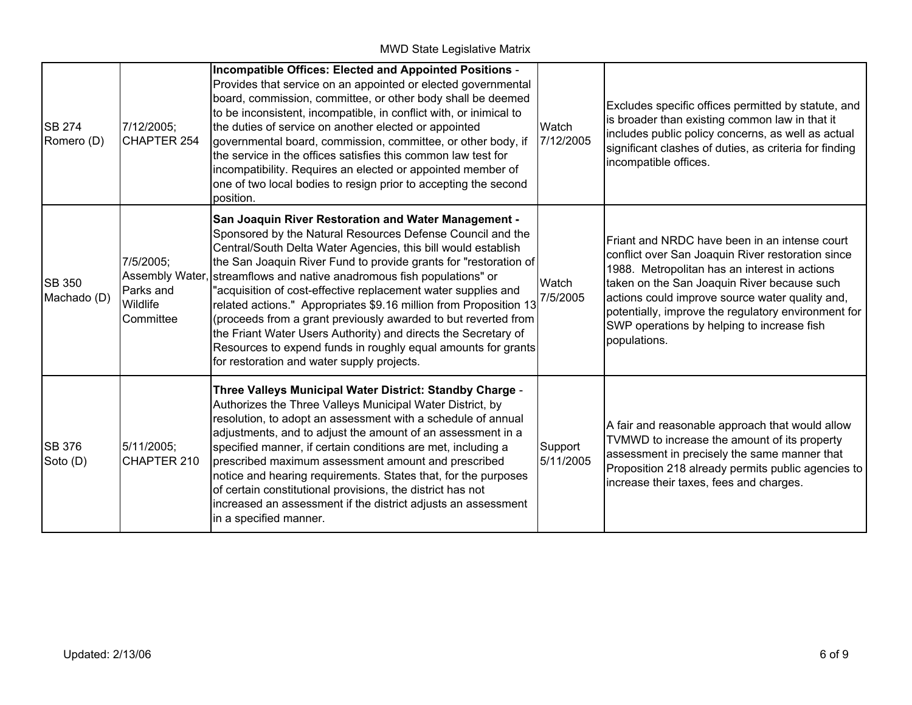| | | | | |
|---|---|---|---|---|
| SB 274 Romero (D) | 7/12/2005; CHAPTER 254 | **Incompatible Offices: Elected and Appointed Positions** - Provides that service on an appointed or elected governmental board, commission, committee, or other body shall be deemed to be inconsistent, incompatible, in conflict with, or inimical to the duties of service on another elected or appointed governmental board, commission, committee, or other body, if the service in the offices satisfies this common law test for incompatibility. Requires an elected or appointed member of one of two local bodies to resign prior to accepting the second position. | Watch 7/12/2005 | Excludes specific offices permitted by statute, and is broader than existing common law in that it includes public policy concerns, as well as actual significant clashes of duties, as criteria for finding incompatible offices. |
| SB 350 Machado (D) | 7/5/2005; Assembly Water, Parks and Wildlife Committee | **San Joaquin River Restoration and Water Management -** Sponsored by the Natural Resources Defense Council and the Central/South Delta Water Agencies, this bill would establish the San Joaquin River Fund to provide grants for "restoration of streamflows and native anadromous fish populations" or "acquisition of cost-effective replacement water supplies and related actions." Appropriates $9.16 million from Proposition 13 (proceeds from a grant previously awarded to but reverted from the Friant Water Users Authority) and directs the Secretary of Resources to expend funds in roughly equal amounts for grants for restoration and water supply projects. | Watch 7/5/2005 | Friant and NRDC have been in an intense court conflict over San Joaquin River restoration since 1988. Metropolitan has an interest in actions taken on the San Joaquin River because such actions could improve source water quality and, potentially, improve the regulatory environment for SWP operations by helping to increase fish populations. |
| SB 376 Soto (D) | 5/11/2005; CHAPTER 210 | **Three Valleys Municipal Water District: Standby Charge** - Authorizes the Three Valleys Municipal Water District, by resolution, to adopt an assessment with a schedule of annual adjustments, and to adjust the amount of an assessment in a specified manner, if certain conditions are met, including a prescribed maximum assessment amount and prescribed notice and hearing requirements. States that, for the purposes of certain constitutional provisions, the district has not increased an assessment if the district adjusts an assessment in a specified manner. | Support 5/11/2005 | A fair and reasonable approach that would allow TVMWD to increase the amount of its property assessment in precisely the same manner that Proposition 218 already permits public agencies to increase their taxes, fees and charges. |

Updated: 2/13/06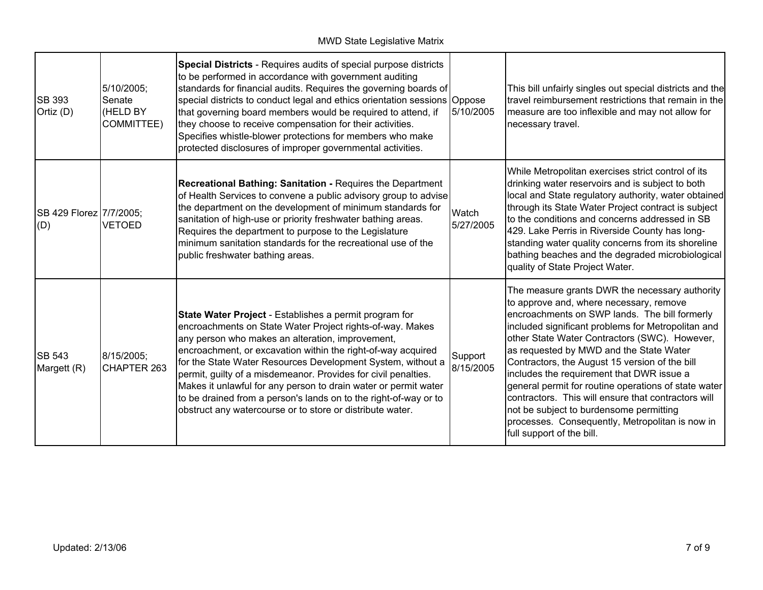| SB 393 Ortiz (D) | 5/10/2005; Senate (HELD BY COMMITTEE) | **Special Districts** - Requires audits of special purpose districts to be performed in accordance with government auditing standards for financial audits. Requires the governing boards of special districts to conduct legal and ethics orientation sessions that governing board members would be required to attend, if they choose to receive compensation for their activities. Specifies whistle-blower protections for members who make protected disclosures of improper governmental activities. | Oppose 5/10/2005 | This bill unfairly singles out special districts and the travel reimbursement restrictions that remain in the measure are too inflexible and may not allow for necessary travel. |
|---|---|---|---|---|
| SB 429 Florez (D) | 7/7/2005; VETOED | **Recreational Bathing: Sanitation -** Requires the Department of Health Services to convene a public advisory group to advise the department on the development of minimum standards for sanitation of high-use or priority freshwater bathing areas. Requires the department to purpose to the Legislature minimum sanitation standards for the recreational use of the public freshwater bathing areas. | Watch 5/27/2005 | While Metropolitan exercises strict control of its drinking water reservoirs and is subject to both local and State regulatory authority, water obtained through its State Water Project contract is subject to the conditions and concerns addressed in SB 429. Lake Perris in Riverside County has long-standing water quality concerns from its shoreline bathing beaches and the degraded microbiological quality of State Project Water. |
| SB 543 Margett (R) | 8/15/2005; CHAPTER 263 | **State Water Project** - Establishes a permit program for encroachments on State Water Project rights-of-way. Makes any person who makes an alteration, improvement, encroachment, or excavation within the right-of-way acquired for the State Water Resources Development System, without a permit, guilty of a misdemeanor. Provides for civil penalties. Makes it unlawful for any person to drain water or permit water to be drained from a person's lands on to the right-of-way or to obstruct any watercourse or to store or distribute water. | Support 8/15/2005 | The measure grants DWR the necessary authority to approve and, where necessary, remove encroachments on SWP lands. The bill formerly included significant problems for Metropolitan and other State Water Contractors (SWC). However, as requested by MWD and the State Water Contractors, the August 15 version of the bill includes the requirement that DWR issue a general permit for routine operations of state water contractors. This will ensure that contractors will not be subject to burdensome permitting processes. Consequently, Metropolitan is now in full support of the bill. |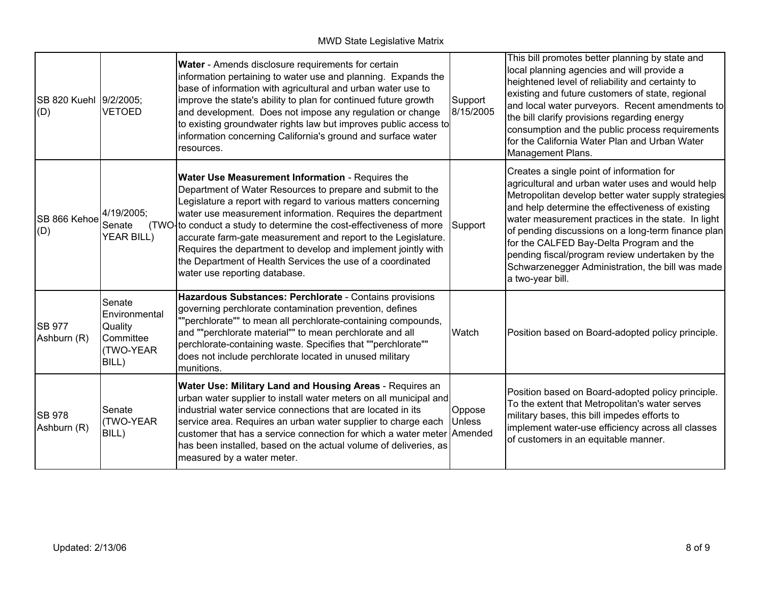| | | | | |
|---|---|---|---|---|
| SB 820 Kuehl (D) | 9/2/2005; VETOED | **Water** - Amends disclosure requirements for certain information pertaining to water use and planning. Expands the base of information with agricultural and urban water use to improve the state's ability to plan for continued future growth and development. Does not impose any regulation or change to existing groundwater rights law but improves public access to information concerning California's ground and surface water resources. | Support 8/15/2005 | This bill promotes better planning by state and local planning agencies and will provide a heightened level of reliability and certainty to existing and future customers of state, regional and local water purveyors. Recent amendments to the bill clarify provisions regarding energy consumption and the public process requirements for the California Water Plan and Urban Water Management Plans. |
| SB 866 Kehoe (D) | 4/19/2005; Senate (TWO-YEAR BILL) | **Water Use Measurement Information** - Requires the Department of Water Resources to prepare and submit to the Legislature a report with regard to various matters concerning water use measurement information. Requires the department to conduct a study to determine the cost-effectiveness of more accurate farm-gate measurement and report to the Legislature. Requires the department to develop and implement jointly with the Department of Health Services the use of a coordinated water use reporting database. | Support | Creates a single point of information for agricultural and urban water uses and would help Metropolitan develop better water supply strategies and help determine the effectiveness of existing water measurement practices in the state. In light of pending discussions on a long-term finance plan for the CALFED Bay-Delta Program and the pending fiscal/program review undertaken by the Schwarzenegger Administration, the bill was made a two-year bill. |
| SB 977 Ashburn (R) | Senate Environmental Quality Committee (TWO-YEAR BILL) | **Hazardous Substances: Perchlorate** - Contains provisions governing perchlorate contamination prevention, defines ""perchlorate"" to mean all perchlorate-containing compounds, and ""perchlorate material"" to mean perchlorate and all perchlorate-containing waste. Specifies that ""perchlorate"" does not include perchlorate located in unused military munitions. | Watch | Position based on Board-adopted policy principle. |
| SB 978 Ashburn (R) | Senate (TWO-YEAR BILL) | **Water Use: Military Land and Housing Areas** - Requires an urban water supplier to install water meters on all municipal and industrial water service connections that are located in its service area. Requires an urban water supplier to charge each customer that has a service connection for which a water meter has been installed, based on the actual volume of deliveries, as measured by a water meter. | Oppose Unless Amended | Position based on Board-adopted policy principle. To the extent that Metropolitan's water serves military bases, this bill impedes efforts to implement water-use efficiency across all classes of customers in an equitable manner. |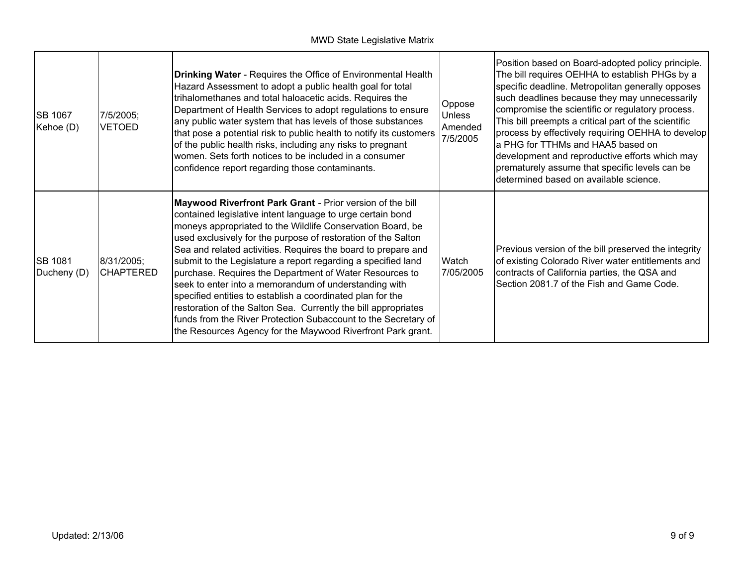| | | | | |
|---|---|---|---|---|
| SB 1067 Kehoe (D) | 7/5/2005; VETOED | **Drinking Water** - Requires the Office of Environmental Health Hazard Assessment to adopt a public health goal for total trihalomethanes and total haloacetic acids. Requires the Department of Health Services to adopt regulations to ensure any public water system that has levels of those substances that pose a potential risk to public health to notify its customers of the public health risks, including any risks to pregnant women. Sets forth notices to be included in a consumer confidence report regarding those contaminants. | Oppose Unless Amended 7/5/2005 | Position based on Board-adopted policy principle. The bill requires OEHHA to establish PHGs by a specific deadline. Metropolitan generally opposes such deadlines because they may unnecessarily compromise the scientific or regulatory process. This bill preempts a critical part of the scientific process by effectively requiring OEHHA to develop a PHG for TTHMs and HAA5 based on development and reproductive efforts which may prematurely assume that specific levels can be determined based on available science. |
| SB 1081 Ducheny (D) | 8/31/2005; CHAPTERED | **Maywood Riverfront Park Grant** - Prior version of the bill contained legislative intent language to urge certain bond moneys appropriated to the Wildlife Conservation Board, be used exclusively for the purpose of restoration of the Salton Sea and related activities. Requires the board to prepare and submit to the Legislature a report regarding a specified land purchase. Requires the Department of Water Resources to seek to enter into a memorandum of understanding with specified entities to establish a coordinated plan for the restoration of the Salton Sea. Currently the bill appropriates funds from the River Protection Subaccount to the Secretary of the Resources Agency for the Maywood Riverfront Park grant. | Watch 7/05/2005 | Previous version of the bill preserved the integrity of existing Colorado River water entitlements and contracts of California parties, the QSA and Section 2081.7 of the Fish and Game Code. |

Updated: 2/13/06